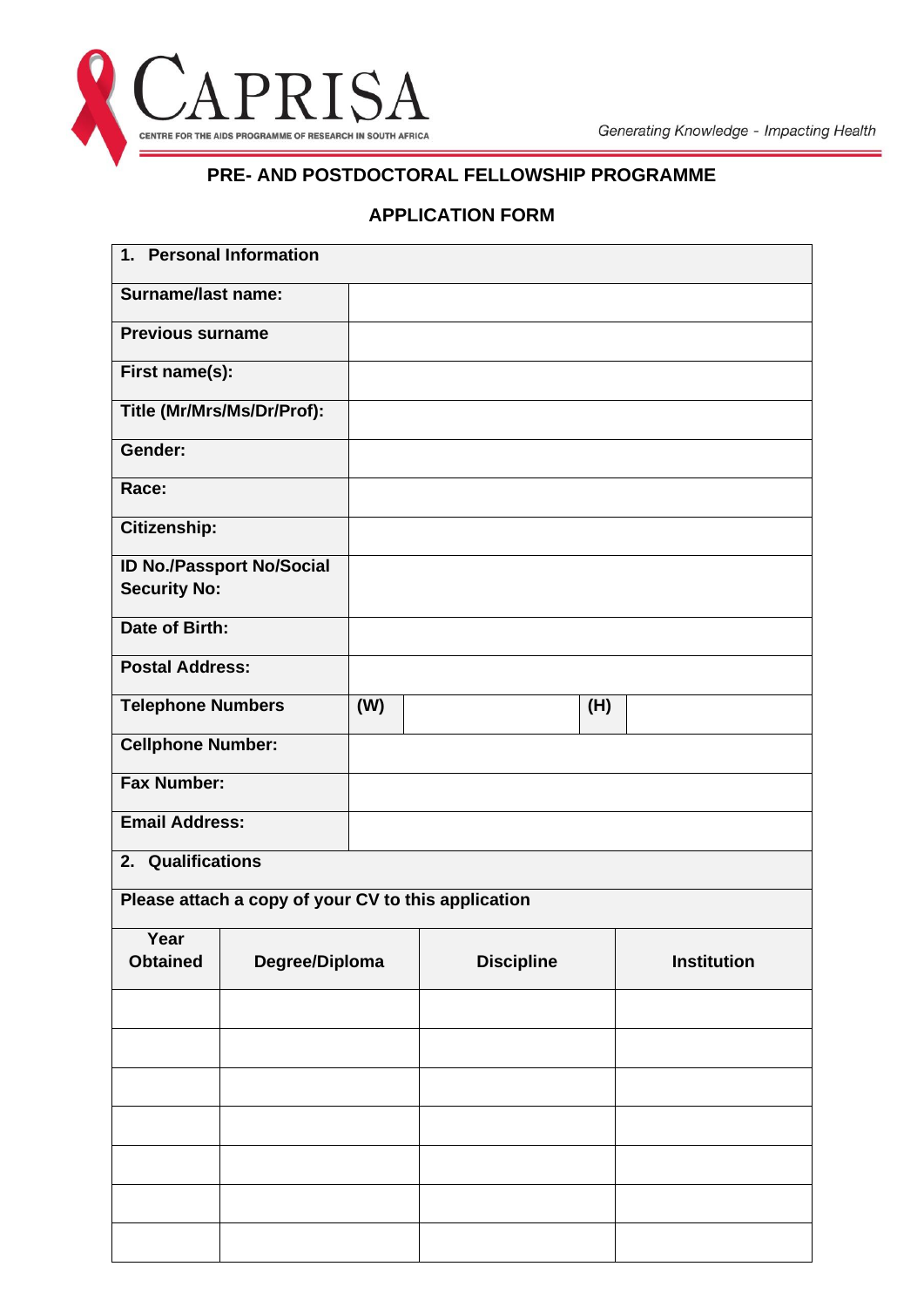CAPRISA

CENTRE FOR THE AIDS PROGRAMME OF RESEARCH IN SOUTH AFRICA

*Generating Knowledge - Impacting Health*

## PRE- AND POSTDOCTORAL FELLOWSHIP PROGRAMME

## APPLICATION FORM

| **1. Personal Information** | | | | |
|---|---|---|---|---|
| **Surname/last name:** | | | | |
| **Previous surname** | | | | |
| **First name(s):** | | | | |
| **Title (Mr/Mrs/Ms/Dr/Prof):** | | | | |
| **Gender:** | | | | |
| **Race:** | | | | |
| **Citizenship:** | | | | |
| **ID No./Passport No/Social Security No:** | | | | |
| **Date of Birth:** | | | | |
| **Postal Address:** | | | | |
| **Telephone Numbers** | **(W)** | | **(H)** | |
| **Cellphone Number:** | | | | |
| **Fax Number:** | | | | |
| **Email Address:** | | | | |

| **2. Qualifications** | | | |
|---|---|---|---|
| **Please attach a copy of your CV to this application** | | | |
| **Year Obtained** | **Degree/Diploma** | **Discipline** | **Institution** |
| | | | |
| | | | |
| | | | |
| | | | |
| | | | |
| | | | |
| | | | |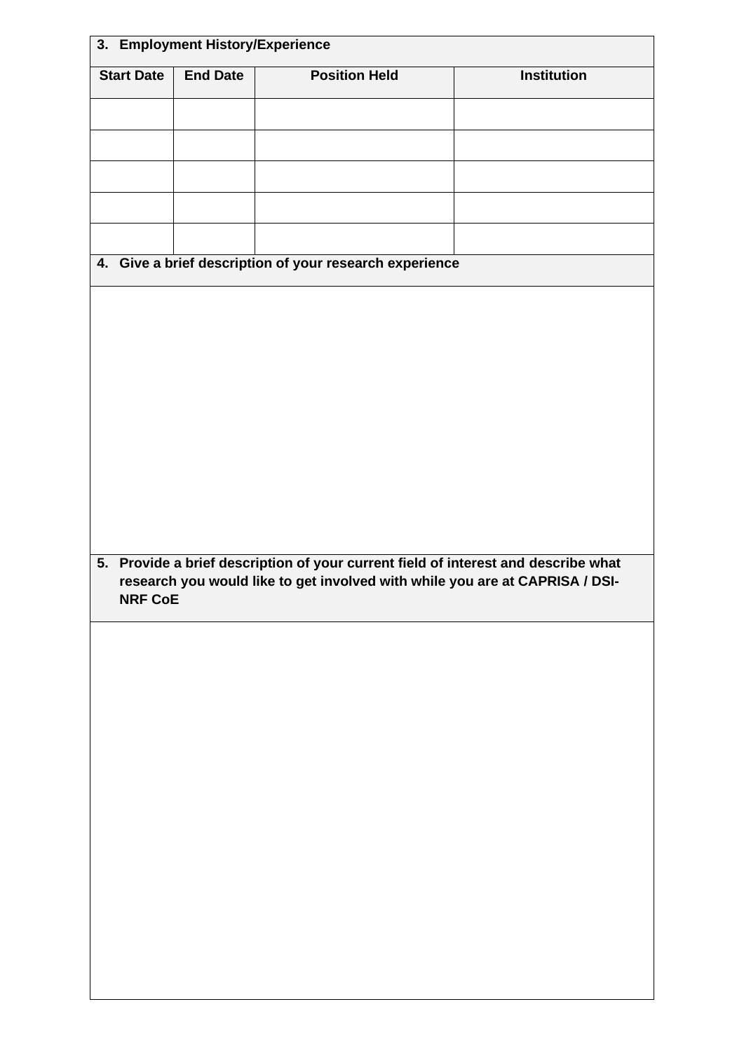## 3. Employment History/Experience

| Start Date | End Date | Position Held | Institution |
|---|---|---|---|
| | | | |
| | | | |
| | | | |
| | | | |
| | | | |

## 4. Give a brief description of your research experience

## 5. Provide a brief description of your current field of interest and describe what research you would like to get involved with while you are at CAPRISA / DSI-NRF CoE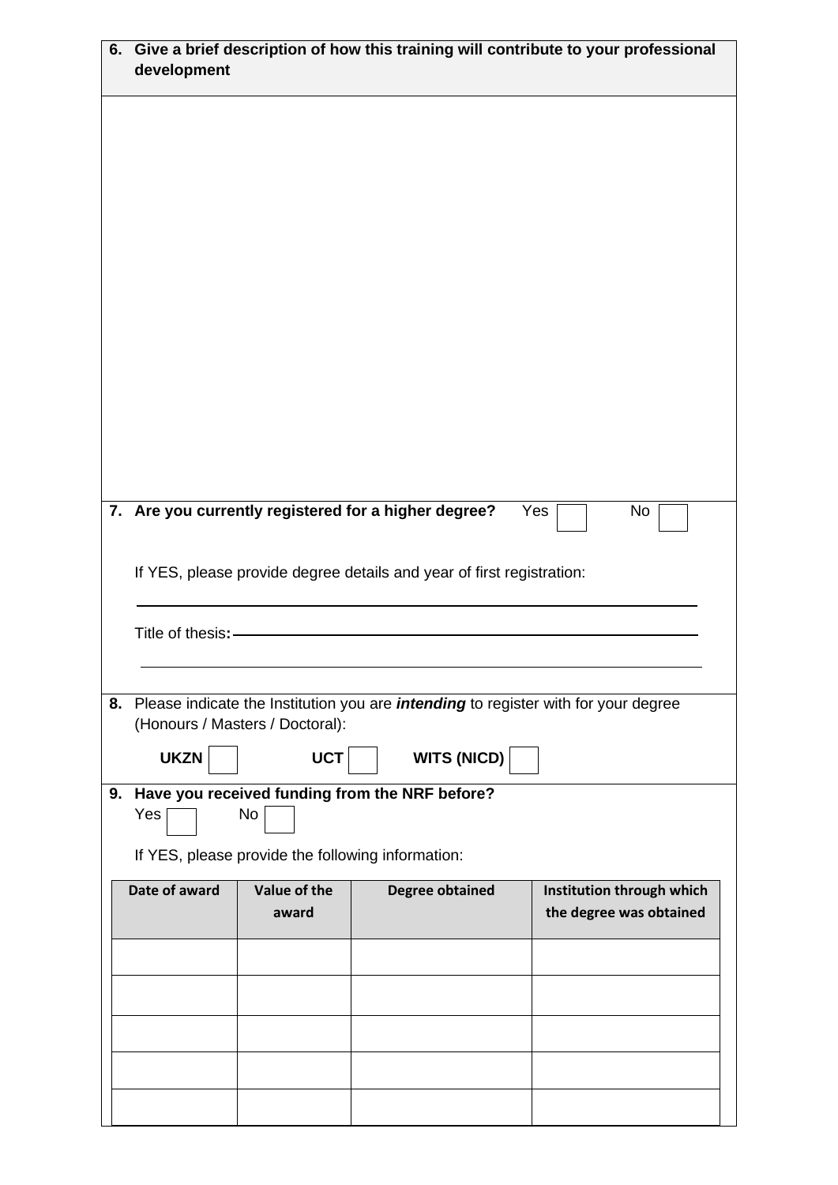**6. Give a brief description of how this training will contribute to your professional development**

**7. Are you currently registered for a higher degree?** Yes ☐ No ☐

If YES, please provide degree details and year of first registration:

\_\_\_\_\_\_\_\_\_\_\_\_\_\_\_\_\_\_\_\_\_\_\_\_\_\_\_\_\_\_\_\_\_\_\_\_\_\_\_\_\_\_\_\_\_\_\_\_\_\_\_\_\_\_\_\_

Title of thesis**:** \_\_\_\_\_\_\_\_\_\_\_\_\_\_\_\_\_\_\_\_\_\_\_\_\_\_\_\_\_\_\_\_\_\_\_\_\_\_\_\_\_\_\_\_\_\_\_\_

\_\_\_\_\_\_\_\_\_\_\_\_\_\_\_\_\_\_\_\_\_\_\_\_\_\_\_\_\_\_\_\_\_\_\_\_\_\_\_\_\_\_\_\_\_\_\_\_\_\_\_\_\_\_\_\_

**8.** Please indicate the Institution you are ***intending*** to register with for your degree (Honours / Masters / Doctoral):

**UKZN** ☐ **UCT** ☐ **WITS (NICD)** ☐

**9. Have you received funding from the NRF before?**

Yes ☐ No ☐

If YES, please provide the following information:

| Date of award | Value of the award | Degree obtained | Institution through which the degree was obtained |
|---|---|---|---|
| | | | |
| | | | |
| | | | |
| | | | |
| | | | |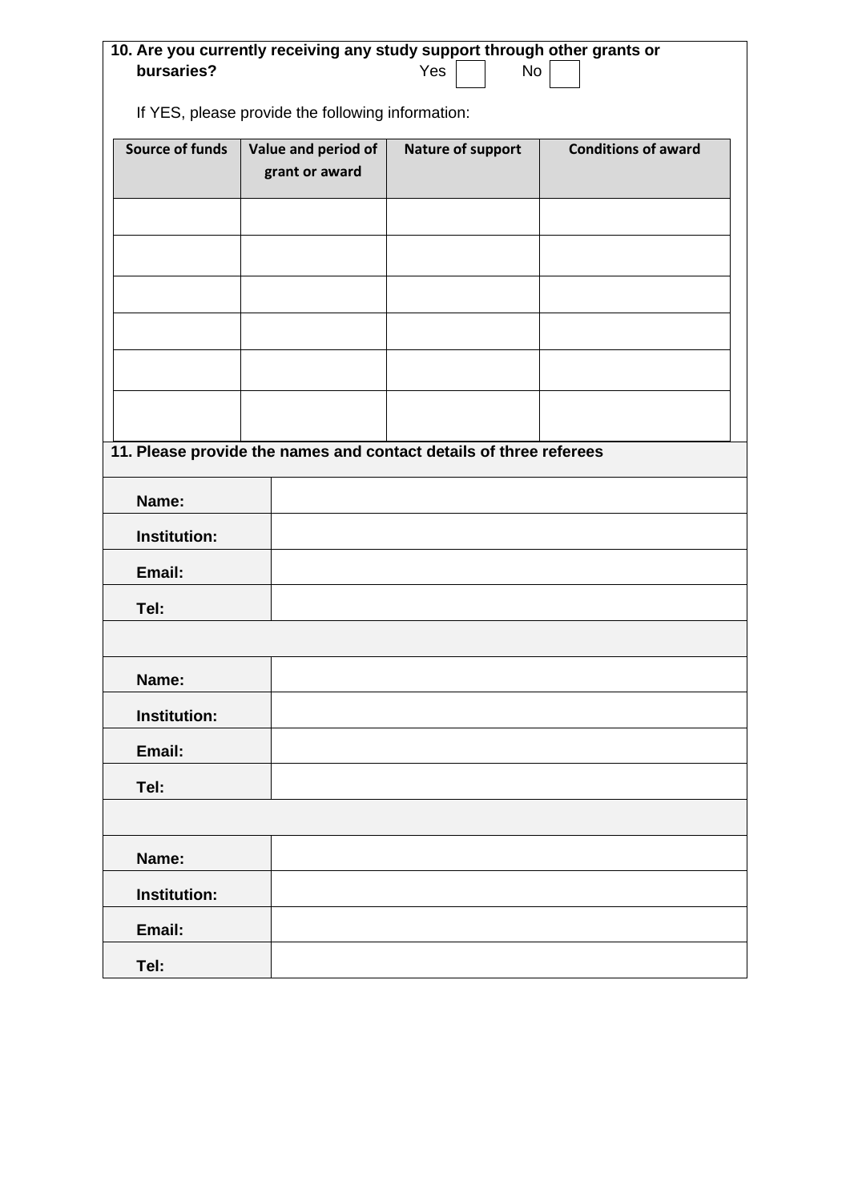**10. Are you currently receiving any study support through other grants or bursaries?** Yes ☐ No ☐

If YES, please provide the following information:

| Source of funds | Value and period of grant or award | Nature of support | Conditions of award |
|---|---|---|---|
| | | | |
| | | | |
| | | | |
| | | | |
| | | | |
| | | | |

**11. Please provide the names and contact details of three referees**

| | |
|---|---|
| **Name:** | |
| **Institution:** | |
| **Email:** | |
| **Tel:** | |

| | |
|---|---|
| **Name:** | |
| **Institution:** | |
| **Email:** | |
| **Tel:** | |

| | |
|---|---|
| **Name:** | |
| **Institution:** | |
| **Email:** | |
| **Tel:** | |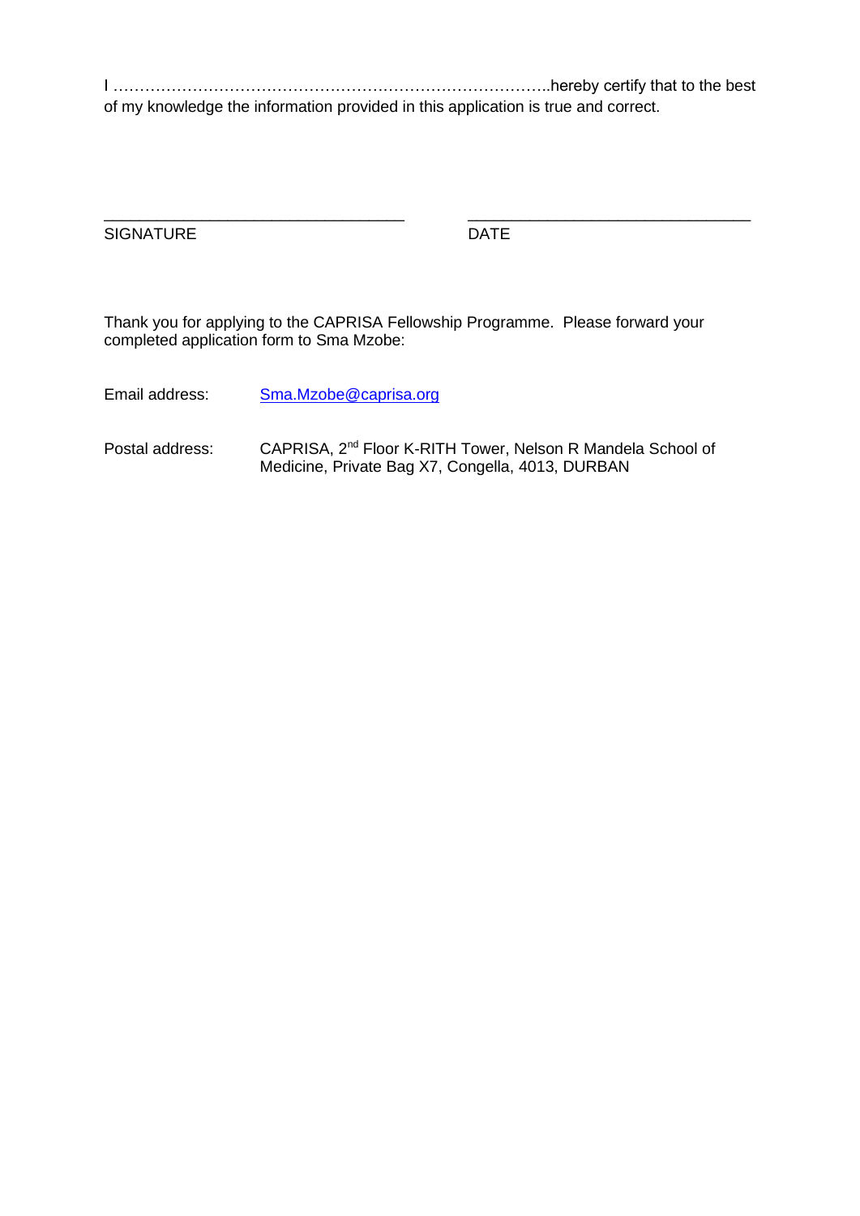I ……………………………………………………………………….hereby certify that to the best of my knowledge the information provided in this application is true and correct.

\_\_\_\_\_\_\_\_\_\_\_\_\_\_\_\_\_\_\_\_\_\_\_\_\_\_\_\_\_\_\_\_\_\_ \_\_\_\_\_\_\_\_\_\_\_\_\_\_\_\_\_\_\_\_\_\_\_\_\_\_\_\_\_\_\_\_

SIGNATURE DATE

Thank you for applying to the CAPRISA Fellowship Programme. Please forward your completed application form to Sma Mzobe:

Email address: Sma.Mzobe@caprisa.org

Postal address: CAPRISA, 2nd Floor K-RITH Tower, Nelson R Mandela School of Medicine, Private Bag X7, Congella, 4013, DURBAN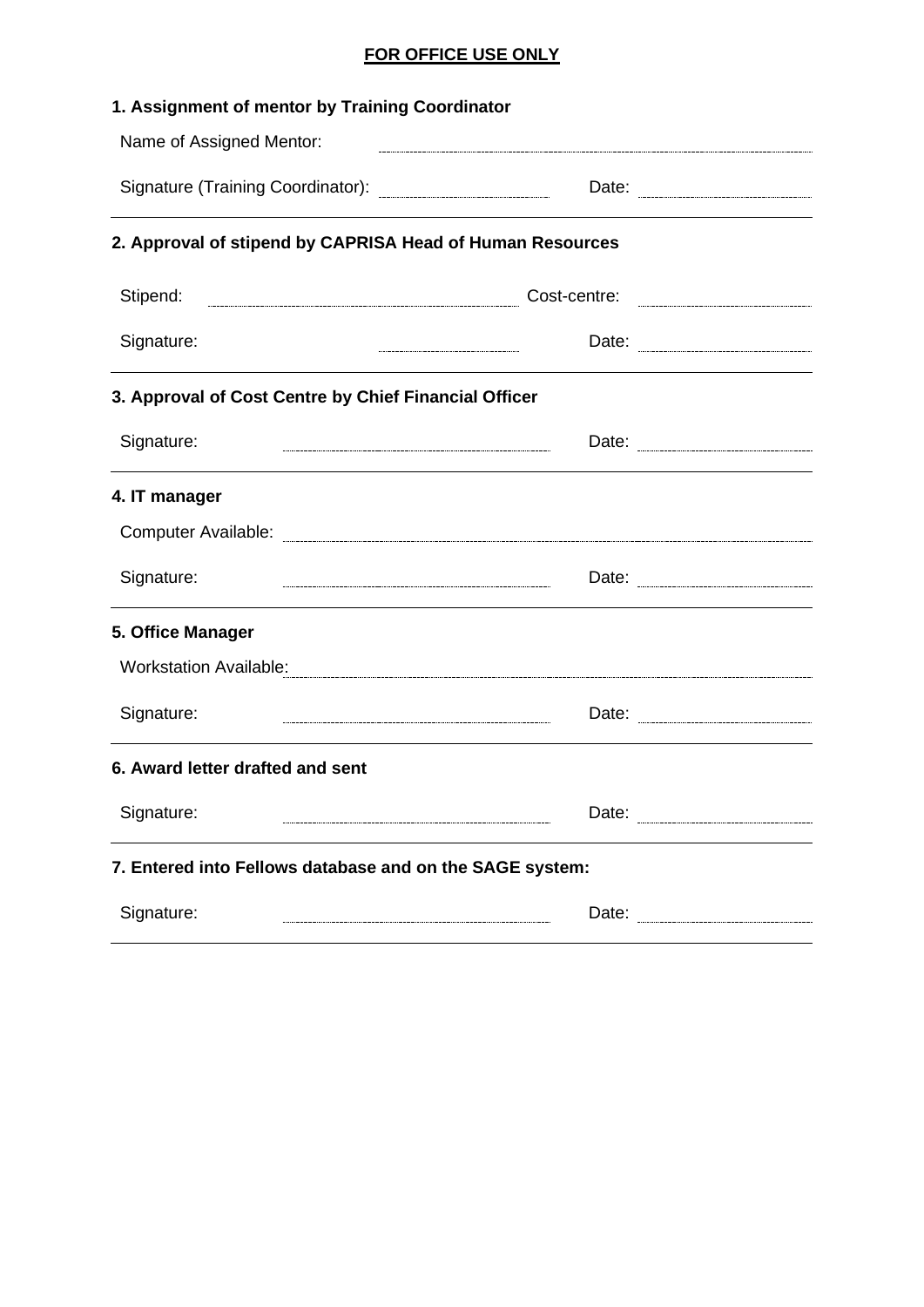**FOR OFFICE USE ONLY**

**1. Assignment of mentor by Training Coordinator**

Name of Assigned Mentor: ____________________

Signature (Training Coordinator): ____________________ Date: ____________________

---

**2. Approval of stipend by CAPRISA Head of Human Resources**

Stipend: ____________________ Cost-centre: ____________________

Signature: ____________________ Date: ____________________

---

**3. Approval of Cost Centre by Chief Financial Officer**

Signature: ____________________ Date: ____________________

---

**4. IT manager**

Computer Available: ____________________

Signature: ____________________ Date: ____________________

---

**5. Office Manager**

Workstation Available: ____________________

Signature: ____________________ Date: ____________________

---

**6. Award letter drafted and sent**

Signature: ____________________ Date: ____________________

---

**7. Entered into Fellows database and on the SAGE system:**

Signature: ____________________ Date: ____________________

---